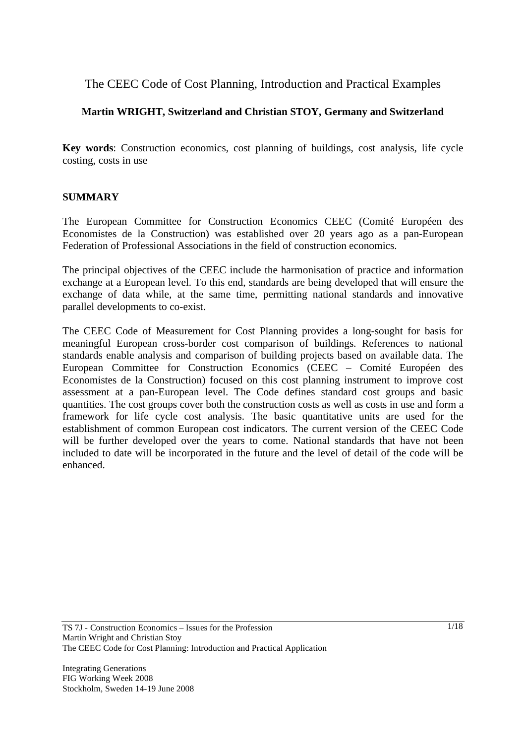# The CEEC Code of Cost Planning, Introduction and Practical Examples

**Martin WRIGHT, Switzerland and Christian STOY, Germany and Switzerland**

**Key words**: Construction economics, cost planning of buildings, cost analysis, life cycle costing, costs in use

## SUMMARY

The European Committee for Construction Economics CEEC (Comité Européen des Economistes de la Construction) was established over 20 years ago as a pan-European Federation of Professional Associations in the field of construction economics.

The principal objectives of the CEEC include the harmonisation of practice and information exchange at a European level. To this end, standards are being developed that will ensure the exchange of data while, at the same time, permitting national standards and innovative parallel developments to co-exist.

The CEEC Code of Measurement for Cost Planning provides a long-sought for basis for meaningful European cross-border cost comparison of buildings. References to national standards enable analysis and comparison of building projects based on available data. The European Committee for Construction Economics (CEEC – Comité Européen des Economistes de la Construction) focused on this cost planning instrument to improve cost assessment at a pan-European level. The Code defines standard cost groups and basic quantities. The cost groups cover both the construction costs as well as costs in use and form a framework for life cycle cost analysis. The basic quantitative units are used for the establishment of common European cost indicators. The current version of the CEEC Code will be further developed over the years to come. National standards that have not been included to date will be incorporated in the future and the level of detail of the code will be enhanced.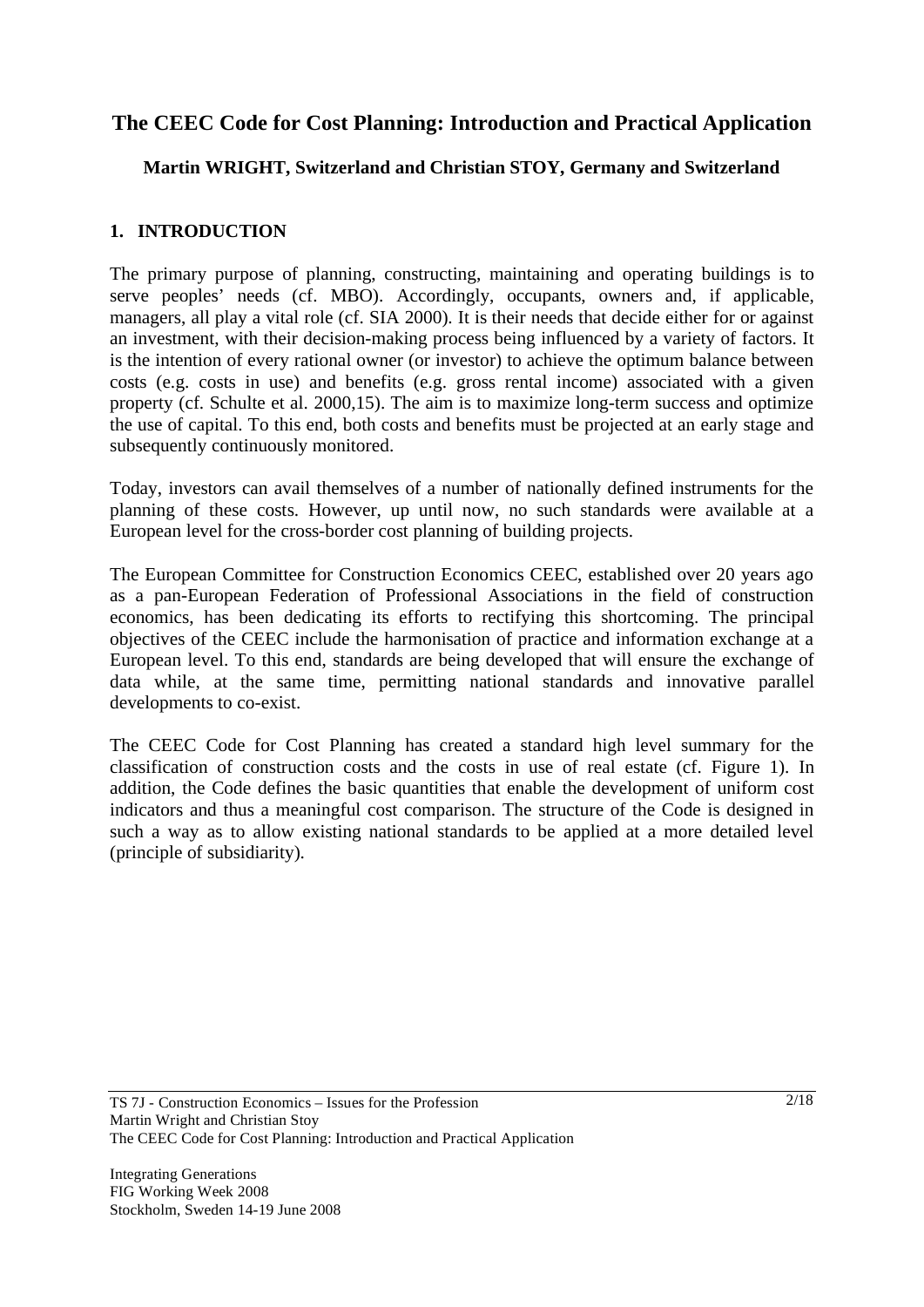# The CEEC Code for Cost Planning: Introduction and Practical Application

**Martin WRIGHT, Switzerland and Christian STOY, Germany and Switzerland**

## 1. INTRODUCTION

The primary purpose of planning, constructing, maintaining and operating buildings is to serve peoples' needs (cf. MBO). Accordingly, occupants, owners and, if applicable, managers, all play a vital role (cf. SIA 2000). It is their needs that decide either for or against an investment, with their decision-making process being influenced by a variety of factors. It is the intention of every rational owner (or investor) to achieve the optimum balance between costs (e.g. costs in use) and benefits (e.g. gross rental income) associated with a given property (cf. Schulte et al. 2000,15). The aim is to maximize long-term success and optimize the use of capital. To this end, both costs and benefits must be projected at an early stage and subsequently continuously monitored.

Today, investors can avail themselves of a number of nationally defined instruments for the planning of these costs. However, up until now, no such standards were available at a European level for the cross-border cost planning of building projects.

The European Committee for Construction Economics CEEC, established over 20 years ago as a pan-European Federation of Professional Associations in the field of construction economics, has been dedicating its efforts to rectifying this shortcoming. The principal objectives of the CEEC include the harmonisation of practice and information exchange at a European level. To this end, standards are being developed that will ensure the exchange of data while, at the same time, permitting national standards and innovative parallel developments to co-exist.

The CEEC Code for Cost Planning has created a standard high level summary for the classification of construction costs and the costs in use of real estate (cf. Figure 1). In addition, the Code defines the basic quantities that enable the development of uniform cost indicators and thus a meaningful cost comparison. The structure of the Code is designed in such a way as to allow existing national standards to be applied at a more detailed level (principle of subsidiarity).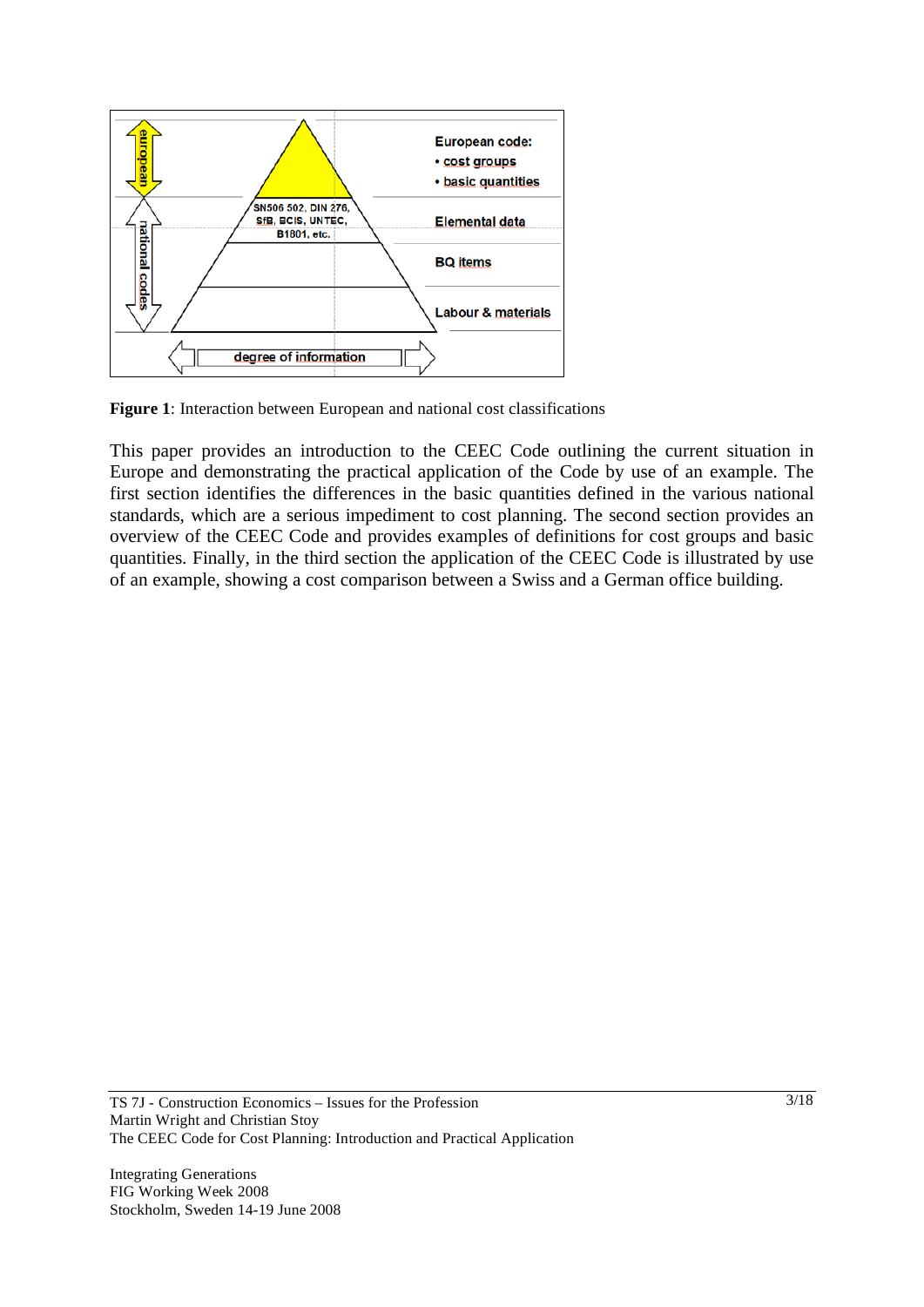**Figure 1**: Interaction between European and national cost classifications

This paper provides an introduction to the CEEC Code outlining the current situation in Europe and demonstrating the practical application of the Code by use of an example. The first section identifies the differences in the basic quantities defined in the various national standards, which are a serious impediment to cost planning. The second section provides an overview of the CEEC Code and provides examples of definitions for cost groups and basic quantities. Finally, in the third section the application of the CEEC Code is illustrated by use of an example, showing a cost comparison between a Swiss and a German office building.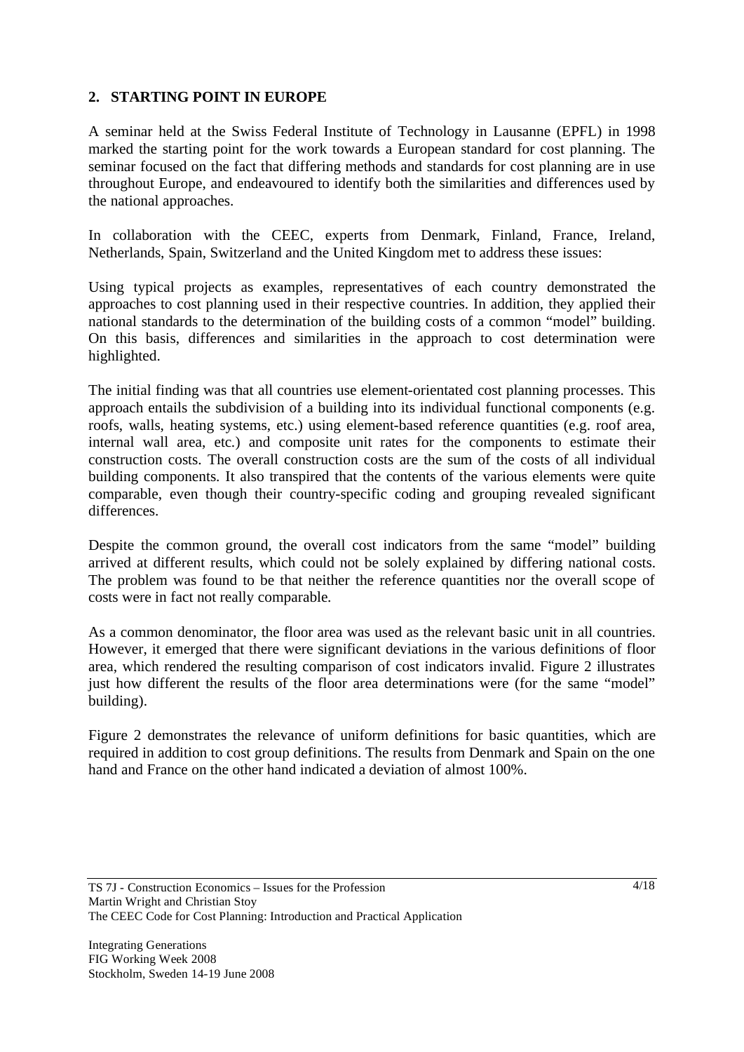## 2. STARTING POINT IN EUROPE

A seminar held at the Swiss Federal Institute of Technology in Lausanne (EPFL) in 1998 marked the starting point for the work towards a European standard for cost planning. The seminar focused on the fact that differing methods and standards for cost planning are in use throughout Europe, and endeavoured to identify both the similarities and differences used by the national approaches.

In collaboration with the CEEC, experts from Denmark, Finland, France, Ireland, Netherlands, Spain, Switzerland and the United Kingdom met to address these issues:

Using typical projects as examples, representatives of each country demonstrated the approaches to cost planning used in their respective countries. In addition, they applied their national standards to the determination of the building costs of a common "model" building. On this basis, differences and similarities in the approach to cost determination were highlighted.

The initial finding was that all countries use element-orientated cost planning processes. This approach entails the subdivision of a building into its individual functional components (e.g. roofs, walls, heating systems, etc.) using element-based reference quantities (e.g. roof area, internal wall area, etc.) and composite unit rates for the components to estimate their construction costs. The overall construction costs are the sum of the costs of all individual building components. It also transpired that the contents of the various elements were quite comparable, even though their country-specific coding and grouping revealed significant differences.

Despite the common ground, the overall cost indicators from the same "model" building arrived at different results, which could not be solely explained by differing national costs. The problem was found to be that neither the reference quantities nor the overall scope of costs were in fact not really comparable.

As a common denominator, the floor area was used as the relevant basic unit in all countries. However, it emerged that there were significant deviations in the various definitions of floor area, which rendered the resulting comparison of cost indicators invalid. Figure 2 illustrates just how different the results of the floor area determinations were (for the same "model" building).

Figure 2 demonstrates the relevance of uniform definitions for basic quantities, which are required in addition to cost group definitions. The results from Denmark and Spain on the one hand and France on the other hand indicated a deviation of almost 100%.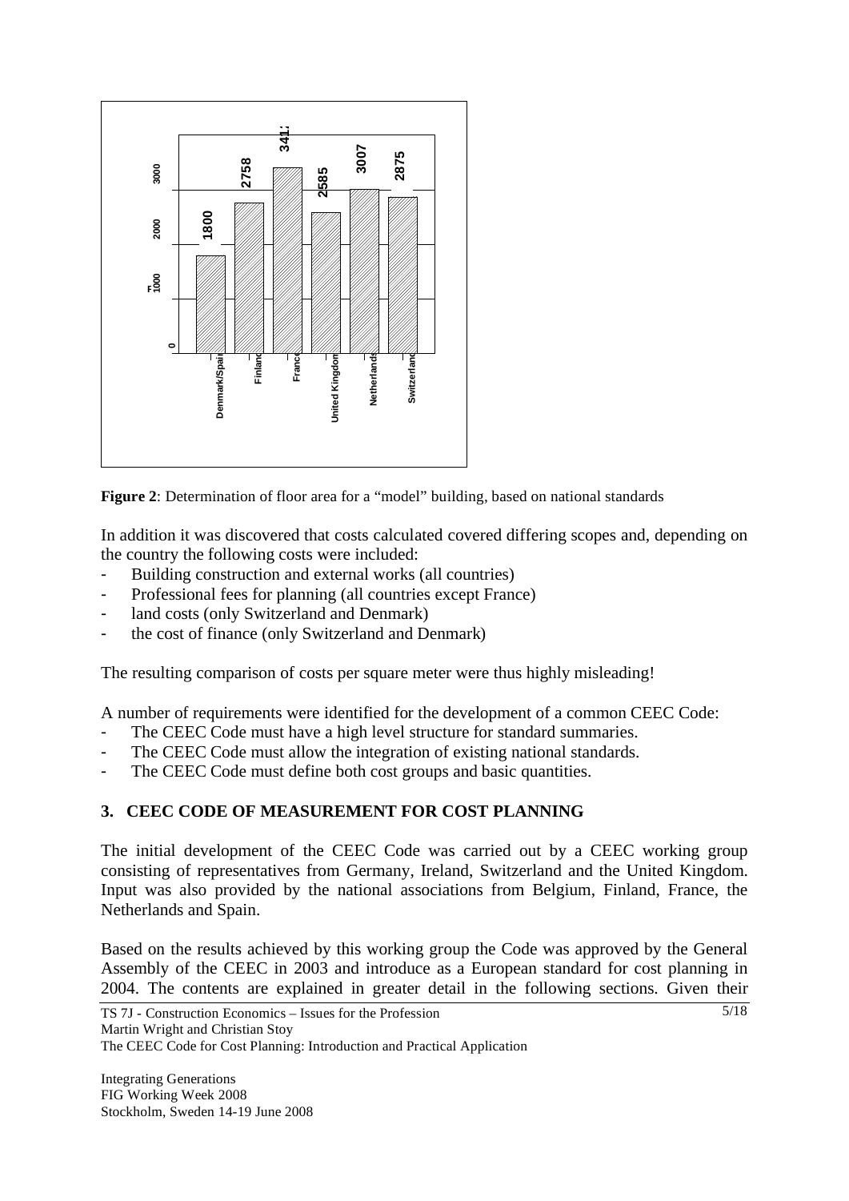**Figure 2**: Determination of floor area for a "model" building, based on national standards

In addition it was discovered that costs calculated covered differing scopes and, depending on the country the following costs were included:

- Building construction and external works (all countries)
- Professional fees for planning (all countries except France)
- land costs (only Switzerland and Denmark)
- the cost of finance (only Switzerland and Denmark)

The resulting comparison of costs per square meter were thus highly misleading!

A number of requirements were identified for the development of a common CEEC Code:

- The CEEC Code must have a high level structure for standard summaries.
- The CEEC Code must allow the integration of existing national standards.
- The CEEC Code must define both cost groups and basic quantities.

## 3. CEEC CODE OF MEASUREMENT FOR COST PLANNING

The initial development of the CEEC Code was carried out by a CEEC working group consisting of representatives from Germany, Ireland, Switzerland and the United Kingdom. Input was also provided by the national associations from Belgium, Finland, France, the Netherlands and Spain.

Based on the results achieved by this working group the Code was approved by the General Assembly of the CEEC in 2003 and introduce as a European standard for cost planning in 2004. The contents are explained in greater detail in the following sections. Given their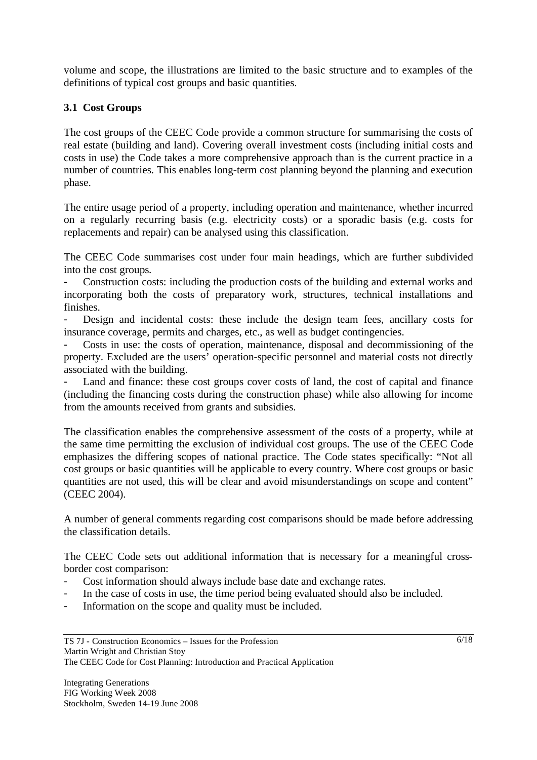volume and scope, the illustrations are limited to the basic structure and to examples of the definitions of typical cost groups and basic quantities.

### 3.1 Cost Groups

The cost groups of the CEEC Code provide a common structure for summarising the costs of real estate (building and land). Covering overall investment costs (including initial costs and costs in use) the Code takes a more comprehensive approach than is the current practice in a number of countries. This enables long-term cost planning beyond the planning and execution phase.

The entire usage period of a property, including operation and maintenance, whether incurred on a regularly recurring basis (e.g. electricity costs) or a sporadic basis (e.g. costs for replacements and repair) can be analysed using this classification.

The CEEC Code summarises cost under four main headings, which are further subdivided into the cost groups.

- Construction costs: including the production costs of the building and external works and incorporating both the costs of preparatory work, structures, technical installations and finishes.
- Design and incidental costs: these include the design team fees, ancillary costs for insurance coverage, permits and charges, etc., as well as budget contingencies.
- Costs in use: the costs of operation, maintenance, disposal and decommissioning of the property. Excluded are the users' operation-specific personnel and material costs not directly associated with the building.
- Land and finance: these cost groups cover costs of land, the cost of capital and finance (including the financing costs during the construction phase) while also allowing for income from the amounts received from grants and subsidies.

The classification enables the comprehensive assessment of the costs of a property, while at the same time permitting the exclusion of individual cost groups. The use of the CEEC Code emphasizes the differing scopes of national practice. The Code states specifically: "Not all cost groups or basic quantities will be applicable to every country. Where cost groups or basic quantities are not used, this will be clear and avoid misunderstandings on scope and content" (CEEC 2004).

A number of general comments regarding cost comparisons should be made before addressing the classification details.

The CEEC Code sets out additional information that is necessary for a meaningful cross-border cost comparison:

- Cost information should always include base date and exchange rates.
- In the case of costs in use, the time period being evaluated should also be included.
- Information on the scope and quality must be included.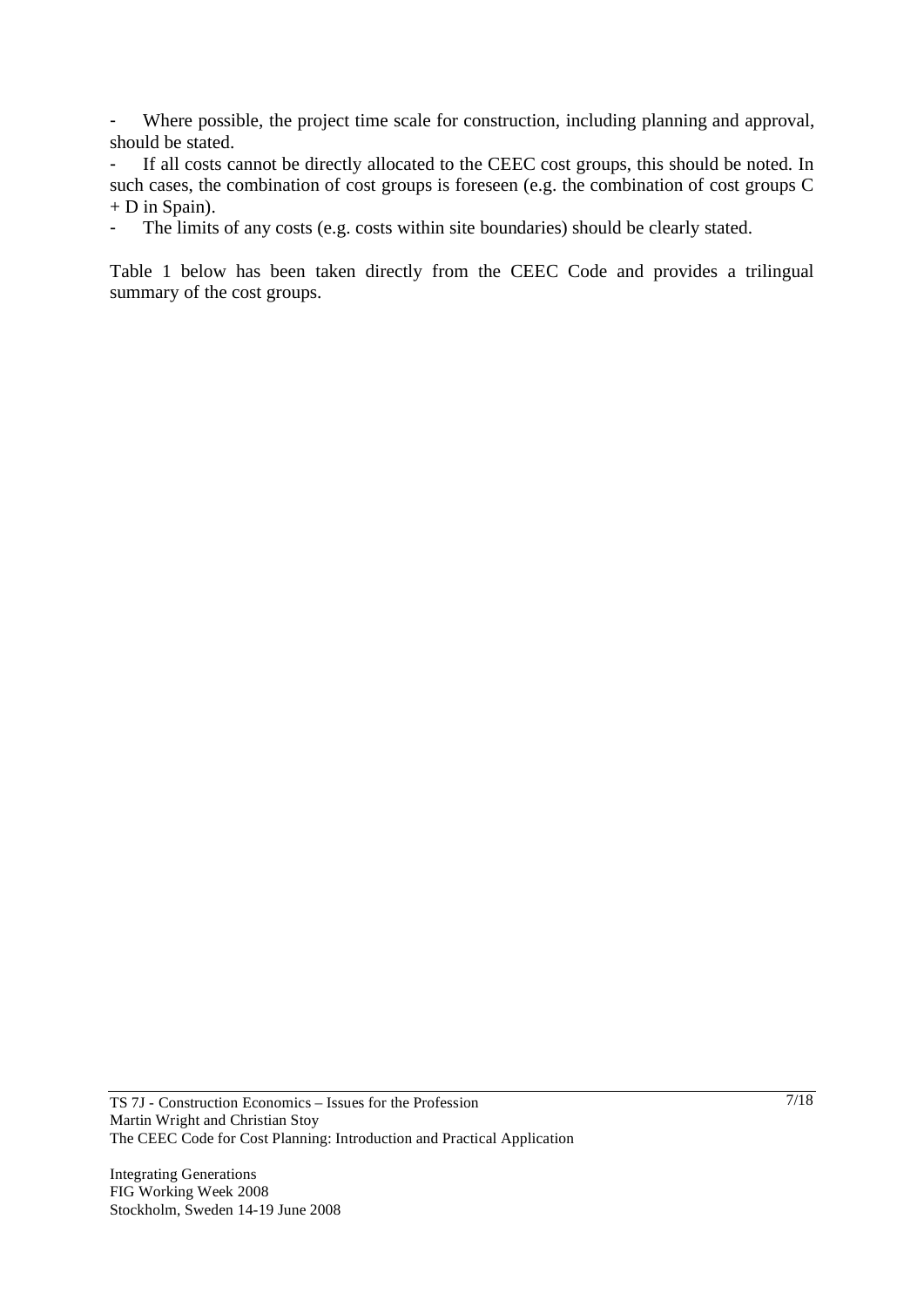- Where possible, the project time scale for construction, including planning and approval, should be stated.
- If all costs cannot be directly allocated to the CEEC cost groups, this should be noted. In such cases, the combination of cost groups is foreseen (e.g. the combination of cost groups C + D in Spain).
- The limits of any costs (e.g. costs within site boundaries) should be clearly stated.

Table 1 below has been taken directly from the CEEC Code and provides a trilingual summary of the cost groups.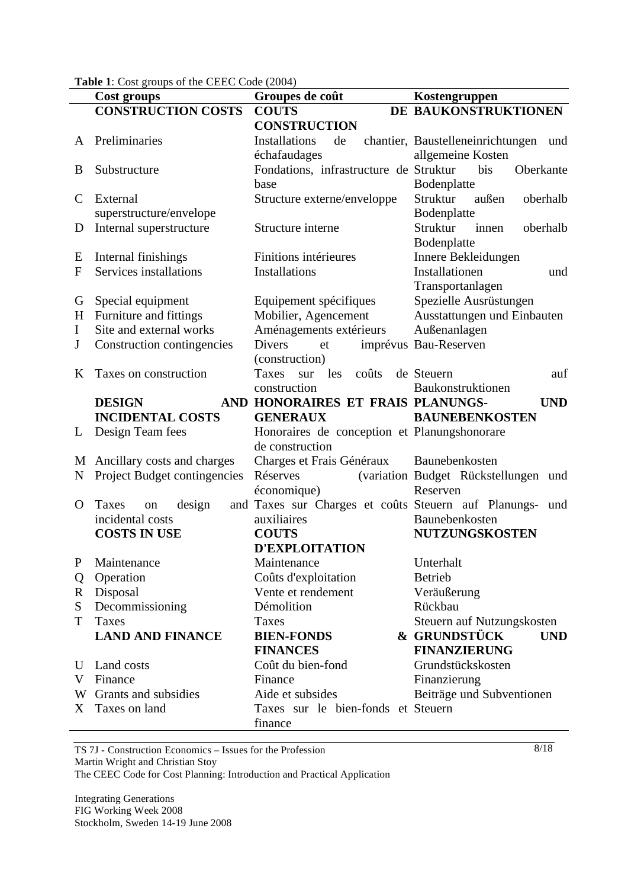**Table 1**: Cost groups of the CEEC Code (2004)

| | Cost groups | Groupes de coût | Kostengruppen |
|---|---|---|---|
| | **CONSTRUCTION COSTS** | **COUTS DE CONSTRUCTION** | **BAUKONSTRUKTIONEN** |
| A | Preliminaries | Installations de chantier, échafaudages | Baustelleneinrichtungen und allgemeine Kosten |
| B | Substructure | Fondations, infrastructure de base | Struktur bis Oberkante Bodenplatte |
| C | External superstructure/envelope | Structure externe/enveloppe | Struktur außen oberhalb Bodenplatte |
| D | Internal superstructure | Structure interne | Struktur innen oberhalb Bodenplatte |
| E | Internal finishings | Finitions intérieures | Innere Bekleidungen |
| F | Services installations | Installations | Installationen und Transportanlagen |
| G | Special equipment | Equipement spécifiques | Spezielle Ausrüstungen |
| H | Furniture and fittings | Mobilier, Agencement | Ausstattungen und Einbauten |
| I | Site and external works | Aménagements extérieurs | Außenanlagen |
| J | Construction contingencies | Divers et imprévus (construction) | Bau-Reserven |
| K | Taxes on construction | Taxes sur les coûts de construction | Steuern auf Baukonstruktionen |
| | **DESIGN AND INCIDENTAL COSTS** | **HONORAIRES ET FRAIS GENERAUX** | **PLANUNGS- UND BAUNEBENKOSTEN** |
| L | Design Team fees | Honoraires de conception et de construction | Planungshonorare |
| M | Ancillary costs and charges | Charges et Frais Généraux | Baunebenkosten |
| N | Project Budget contingencies | Réserves (variation économique) | Budget Rückstellungen und Reserven |
| O | Taxes on design and incidental costs | Taxes sur Charges et coûts auxiliaires | Steuern auf Planungs- und Baunebenkosten |
| | **COSTS IN USE** | **COUTS D'EXPLOITATION** | **NUTZUNGSKOSTEN** |
| P | Maintenance | Maintenance | Unterhalt |
| Q | Operation | Coûts d'exploitation | Betrieb |
| R | Disposal | Vente et rendement | Veräußerung |
| S | Decommissioning | Démolition | Rückbau |
| T | Taxes | Taxes | Steuern auf Nutzungskosten |
| | **LAND AND FINANCE** | **BIEN-FONDS & FINANCES** | **GRUNDSTÜCK UND FINANZIERUNG** |
| U | Land costs | Coût du bien-fond | Grundstückskosten |
| V | Finance | Finance | Finanzierung |
| W | Grants and subsidies | Aide et subsides | Beiträge und Subventionen |
| X | Taxes on land | Taxes sur le bien-fonds et finance | Steuern |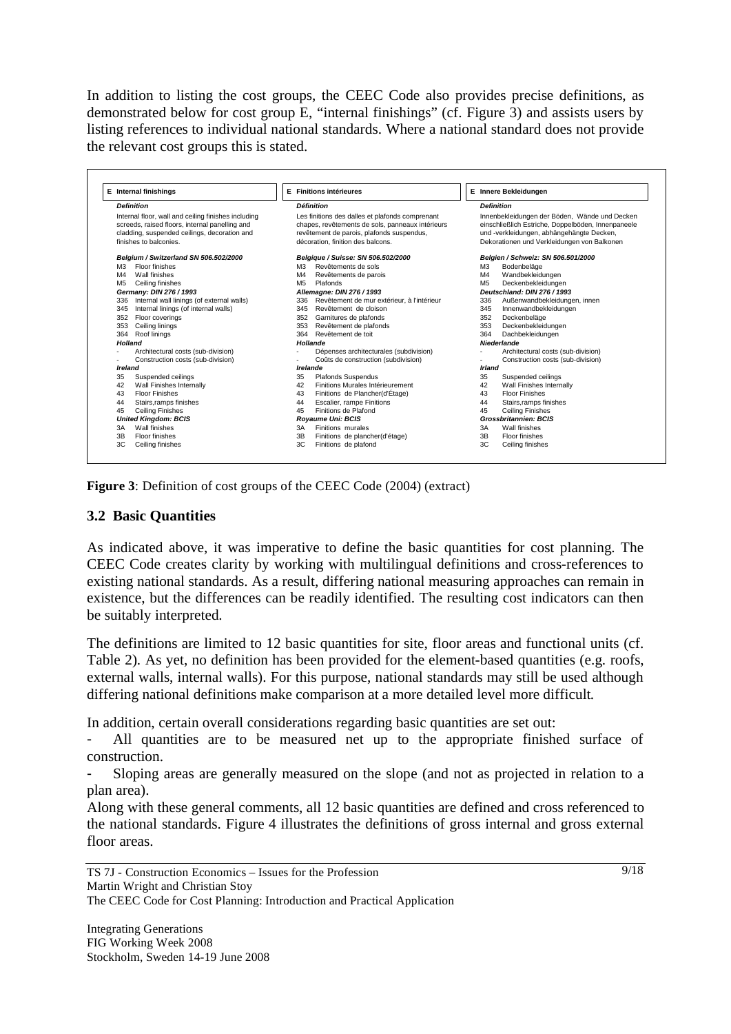In addition to listing the cost groups, the CEEC Code also provides precise definitions, as demonstrated below for cost group E, "internal finishings" (cf. Figure 3) and assists users by listing references to individual national standards. Where a national standard does not provide the relevant cost groups this is stated.

| **E Internal finishings** | **E Finitions intérieures** | **E Innere Bekleidungen** |
|---|---|---|
| ***Definition*** | ***Définition*** | ***Definition*** |
| Internal floor, wall and ceiling finishes including screeds, raised floors, internal panelling and cladding, suspended ceilings, decoration and finishes to balconies. | Les finitions des dalles et plafonds comprenant chapes, revêtements de sols, panneaux intérieurs revêtement de parois, plafonds suspendus, décoration, finition des balcons. | Innenbekleidungen der Böden, Wände und Decken einschließlich Estriche, Doppelböden, Innenpaneele und -verkleidungen, abhängehängte Decken, Dekorationen und Verkleidungen von Balkonen |
| ***Belgium / Switzerland SN 506.502/2000*** | ***Belgique / Suisse: SN 506.502/2000*** | ***Belgien / Schweiz: SN 506.501/2000*** |
| M3 Floor finishes | M3 Revêtements de sols | M3 Bodenbeläge |
| M4 Wall finishes | M4 Revêtements de parois | M4 Wandbekleidungen |
| M5 Ceiling finishes | M5 Plafonds | M5 Deckenbekleidungen |
| ***Germany: DIN 276 / 1993*** | ***Allemagne: DIN 276 / 1993*** | ***Deutschland: DIN 276 / 1993*** |
| 336 Internal wall linings (of external walls) | 336 Revêtement de mur extérieur, à l'intérieur | 336 Außenwandbekleidungen, innen |
| 345 Internal linings (of internal walls) | 345 Revêtement de cloison | 345 Innenwandbekleidungen |
| 352 Floor coverings | 352 Garnitures de plafonds | 352 Deckenbeläge |
| 353 Ceiling linings | 353 Revêtement de plafonds | 353 Deckenbekleidungen |
| 364 Roof linings | 364 Revêtement de toit | 364 Dachbekleidungen |
| ***Holland*** | ***Hollande*** | ***Niederlande*** |
| - Architectural costs (sub-division) | - Dépenses architecturales (subdivision) | - Architectural costs (sub-division) |
| - Construction costs (sub-division) | - Coûts de construction (subdivision) | - Construction costs (sub-division) |
| ***Ireland*** | ***Irelande*** | ***Irland*** |
| 35 Suspended ceilings | 35 Plafonds Suspendus | 35 Suspended ceilings |
| 42 Wall Finishes Internally | 42 Finitions Murales Intérieurement | 42 Wall Finishes Internally |
| 43 Floor Finishes | 43 Finitions de Plancher(d'Étage) | 43 Floor Finishes |
| 44 Stairs,ramps finishes | 44 Escalier, rampe Finitions | 44 Stairs,ramps finishes |
| 45 Ceiling Finishes | 45 Finitions de Plafond | 45 Ceiling Finishes |
| ***United Kingdom: BCIS*** | ***Royaume Uni: BCIS*** | ***Grossbritannien: BCIS*** |
| 3A Wall finishes | 3A Finitions murales | 3A Wall finishes |
| 3B Floor finishes | 3B Finitions de plancher(d'étage) | 3B Floor finishes |
| 3C Ceiling finishes | 3C Finitions de plafond | 3C Ceiling finishes |

**Figure 3**: Definition of cost groups of the CEEC Code (2004) (extract)

### 3.2 Basic Quantities

As indicated above, it was imperative to define the basic quantities for cost planning. The CEEC Code creates clarity by working with multilingual definitions and cross-references to existing national standards. As a result, differing national measuring approaches can remain in existence, but the differences can be readily identified. The resulting cost indicators can then be suitably interpreted.

The definitions are limited to 12 basic quantities for site, floor areas and functional units (cf. Table 2). As yet, no definition has been provided for the element-based quantities (e.g. roofs, external walls, internal walls). For this purpose, national standards may still be used although differing national definitions make comparison at a more detailed level more difficult.

In addition, certain overall considerations regarding basic quantities are set out:

- All quantities are to be measured net up to the appropriate finished surface of construction.
- Sloping areas are generally measured on the slope (and not as projected in relation to a plan area).

Along with these general comments, all 12 basic quantities are defined and cross referenced to the national standards. Figure 4 illustrates the definitions of gross internal and gross external floor areas.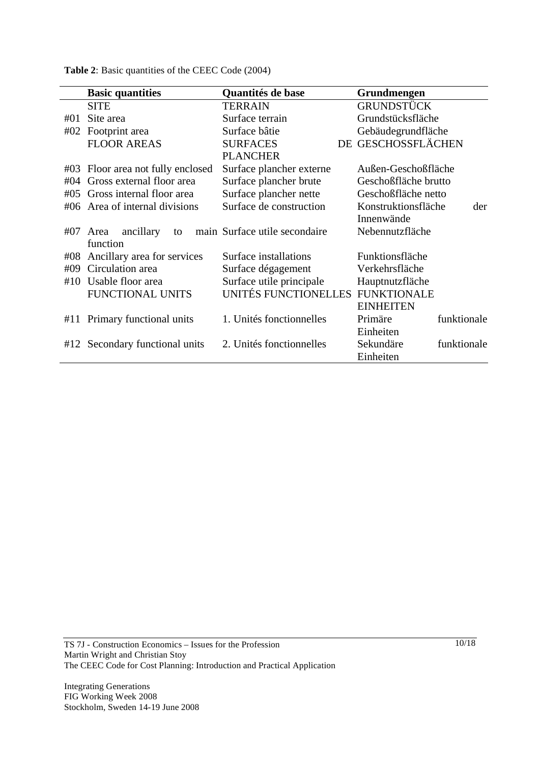**Table 2**: Basic quantities of the CEEC Code (2004)

| | Basic quantities | Quantités de base | Grundmengen |
|---|---|---|---|
| | SITE | TERRAIN | GRUNDSTÜCK |
| #01 | Site area | Surface terrain | Grundstücksfläche |
| #02 | Footprint area | Surface bâtie | Gebäudegrundfläche |
| | FLOOR AREAS | SURFACES DE PLANCHER | GESCHOSSFLÄCHEN |
| #03 | Floor area not fully enclosed | Surface plancher externe | Außen-Geschoßfläche |
| #04 | Gross external floor area | Surface plancher brute | Geschoßfläche brutto |
| #05 | Gross internal floor area | Surface plancher nette | Geschoßfläche netto |
| #06 | Area of internal divisions | Surface de construction | Konstruktionsfläche der Innenwände |
| #07 | Area ancillary to main function | Surface utile secondaire | Nebennutzfläche |
| #08 | Ancillary area for services | Surface installations | Funktionsfläche |
| #09 | Circulation area | Surface dégagement | Verkehrsfläche |
| #10 | Usable floor area | Surface utile principale | Hauptnutzfläche |
| | FUNCTIONAL UNITS | UNITÉS FUNCTIONELLES | FUNKTIONALE EINHEITEN |
| #11 | Primary functional units | 1. Unités fonctionnelles | Primäre funktionale Einheiten |
| #12 | Secondary functional units | 2. Unités fonctionnelles | Sekundäre funktionale Einheiten |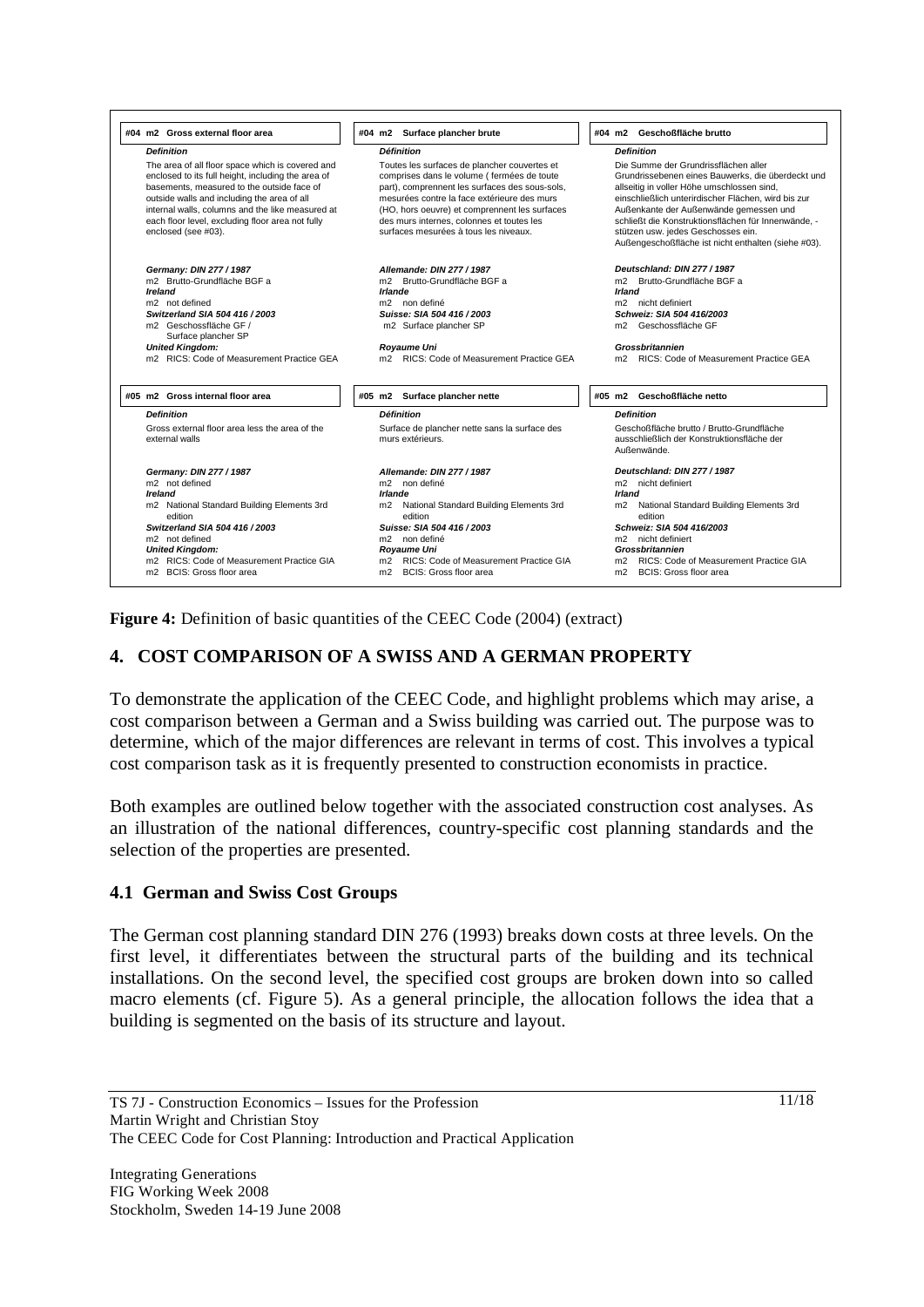| #04 m2 Gross external floor area | #04 m2 Surface plancher brute | #04 m2 Geschoßfläche brutto |
|---|---|---|
| ***Definition*** | ***Définition*** | ***Definition*** |
| The area of all floor space which is covered and enclosed to its full height, including the area of basements, measured to the outside face of outside walls and including the area of all internal walls, columns and the like measured at each floor level, excluding floor area not fully enclosed (see #03). | Toutes les surfaces de plancher couvertes et comprises dans le volume ( fermées de toute part), comprennent les surfaces des sous-sols, mesurées contre la face extérieure des murs (HO, hors oeuvre) et comprennent les surfaces des murs internes, colonnes et toutes les surfaces mesurées à tous les niveaux. | Die Summe der Grundrissflächen aller Grundrissebenen eines Bauwerks, die überdeckt und allseitig in voller Höhe umschlossen sind, einschließlich unterirdischer Flächen, wird bis zur Außenkante der Außenwände gemessen und schließt die Konstruktionsflächen für Innenwände, -stützen usw. jedes Geschosses ein. Außengeschoßfläche ist nicht enthalten (siehe #03). |
| ***Germany: DIN 277 / 1987*** | ***Allemande: DIN 277 / 1987*** | ***Deutschland: DIN 277 / 1987*** |
| m2 Brutto-Grundfläche BGF a | m2 Brutto-Grundfläche BGF a | m2 Brutto-Grundfläche BGF a |
| ***Ireland*** | ***Irlande*** | ***Irland*** |
| m2 not defined | m2 non definé | m2 nicht definiert |
| ***Switzerland SIA 504 416 / 2003*** | ***Suisse: SIA 504 416 / 2003*** | ***Schweiz: SIA 504 416/2003*** |
| m2 Geschossfläche GF / Surface plancher SP | m2 Surface plancher SP | m2 Geschossfläche GF |
| ***United Kingdom:*** | ***Royaume Uni*** | ***Grossbritannien*** |
| m2 RICS: Code of Measurement Practice GEA | m2 RICS: Code of Measurement Practice GEA | m2 RICS: Code of Measurement Practice GEA |

| #05 m2 Gross internal floor area | #05 m2 Surface plancher nette | #05 m2 Geschoßfläche netto |
|---|---|---|
| ***Definition*** | ***Définition*** | ***Definition*** |
| Gross external floor area less the area of the external walls | Surface de plancher nette sans la surface des murs extérieurs. | Geschoßfläche brutto / Brutto-Grundfläche ausschließlich der Konstruktionsfläche der Außenwände. |
| ***Germany: DIN 277 / 1987*** | ***Allemande: DIN 277 / 1987*** | ***Deutschland: DIN 277 / 1987*** |
| m2 not defined | m2 non definé | m2 nicht definiert |
| ***Ireland*** | ***Irlande*** | ***Irland*** |
| m2 National Standard Building Elements 3rd edition | m2 National Standard Building Elements 3rd edition | m2 National Standard Building Elements 3rd edition |
| ***Switzerland SIA 504 416 / 2003*** | ***Suisse: SIA 504 416 / 2003*** | ***Schweiz: SIA 504 416/2003*** |
| m2 not defined | m2 non definé | m2 nicht definiert |
| ***United Kingdom:*** | ***Royaume Uni*** | ***Grossbritannien*** |
| m2 RICS: Code of Measurement Practice GIA | m2 RICS: Code of Measurement Practice GIA | m2 RICS: Code of Measurement Practice GIA |
| m2 BCIS: Gross floor area | m2 BCIS: Gross floor area | m2 BCIS: Gross floor area |

**Figure 4:** Definition of basic quantities of the CEEC Code (2004) (extract)

## 4. COST COMPARISON OF A SWISS AND A GERMAN PROPERTY

To demonstrate the application of the CEEC Code, and highlight problems which may arise, a cost comparison between a German and a Swiss building was carried out. The purpose was to determine, which of the major differences are relevant in terms of cost. This involves a typical cost comparison task as it is frequently presented to construction economists in practice.

Both examples are outlined below together with the associated construction cost analyses. As an illustration of the national differences, country-specific cost planning standards and the selection of the properties are presented.

### 4.1 German and Swiss Cost Groups

The German cost planning standard DIN 276 (1993) breaks down costs at three levels. On the first level, it differentiates between the structural parts of the building and its technical installations. On the second level, the specified cost groups are broken down into so called macro elements (cf. Figure 5). As a general principle, the allocation follows the idea that a building is segmented on the basis of its structure and layout.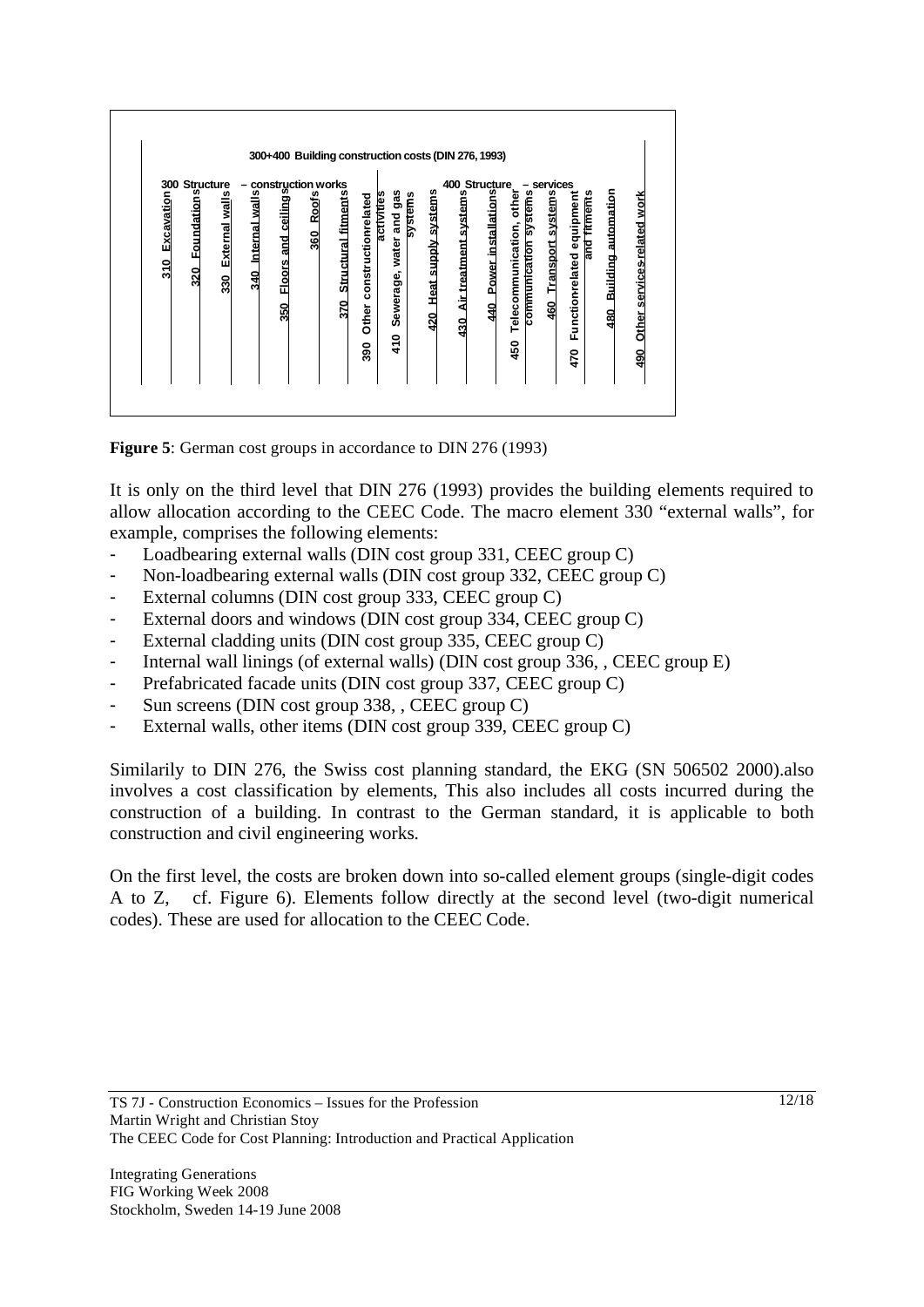**300+400 Building construction costs (DIN 276, 1993)**

| 300 Structure – construction works | 400 Structure – services |
|---|---|
| 310 Excavation | 410 Sewerage, water and gas systems |
| 320 Foundations | 420 Heat supply systems |
| 330 External walls | 430 Air treatment systems |
| 340 Internal walls | 440 Power installations |
| 350 Floors and ceilings | 450 Telecommunication, other communication systems |
| 360 Roofs | 460 Transport systems |
| 370 Structural fitments | 470 Function-related equipment and fitments |
| 390 Other construction-related activities | 480 Building automation |
| | 490 Other services-related work |

**Figure 5**: German cost groups in accordance to DIN 276 (1993)

It is only on the third level that DIN 276 (1993) provides the building elements required to allow allocation according to the CEEC Code. The macro element 330 "external walls", for example, comprises the following elements:

- Loadbearing external walls (DIN cost group 331, CEEC group C)
- Non-loadbearing external walls (DIN cost group 332, CEEC group C)
- External columns (DIN cost group 333, CEEC group C)
- External doors and windows (DIN cost group 334, CEEC group C)
- External cladding units (DIN cost group 335, CEEC group C)
- Internal wall linings (of external walls) (DIN cost group 336, , CEEC group E)
- Prefabricated facade units (DIN cost group 337, CEEC group C)
- Sun screens (DIN cost group 338, , CEEC group C)
- External walls, other items (DIN cost group 339, CEEC group C)

Similarily to DIN 276, the Swiss cost planning standard, the EKG (SN 506502 2000).also involves a cost classification by elements, This also includes all costs incurred during the construction of a building. In contrast to the German standard, it is applicable to both construction and civil engineering works.

On the first level, the costs are broken down into so-called element groups (single-digit codes A to Z, cf. Figure 6). Elements follow directly at the second level (two-digit numerical codes). These are used for allocation to the CEEC Code.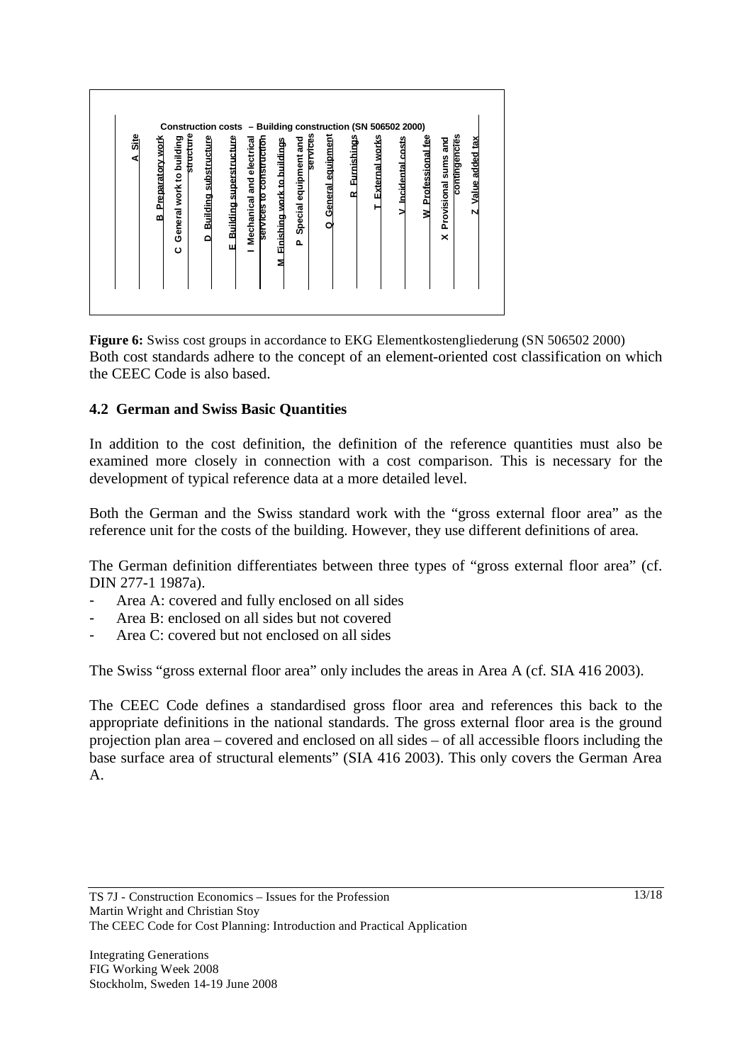**Construction costs – Building construction (SN 506502 2000)**

| A Site | B Preparatory work | C General work to building structure | D Building substructure | E Building superstructure | I Mechanical and electrical services to construction | M Finishing work to buildings | P Special equipment and services | Q General equipment | R Furnishings | T External works | V Incidental costs | W Professional fee | X Provisional sums and contingencies | Z Value added tax |
|---|---|---|---|---|---|---|---|---|---|---|---|---|---|---|

**Figure 6:** Swiss cost groups in accordance to EKG Elementkostengliederung (SN 506502 2000)

Both cost standards adhere to the concept of an element-oriented cost classification on which the CEEC Code is also based.

## 4.2 German and Swiss Basic Quantities

In addition to the cost definition, the definition of the reference quantities must also be examined more closely in connection with a cost comparison. This is necessary for the development of typical reference data at a more detailed level.

Both the German and the Swiss standard work with the "gross external floor area" as the reference unit for the costs of the building. However, they use different definitions of area.

The German definition differentiates between three types of "gross external floor area" (cf. DIN 277-1 1987a).

- Area A: covered and fully enclosed on all sides
- Area B: enclosed on all sides but not covered
- Area C: covered but not enclosed on all sides

The Swiss "gross external floor area" only includes the areas in Area A (cf. SIA 416 2003).

The CEEC Code defines a standardised gross floor area and references this back to the appropriate definitions in the national standards. The gross external floor area is the ground projection plan area – covered and enclosed on all sides – of all accessible floors including the base surface area of structural elements" (SIA 416 2003). This only covers the German Area A.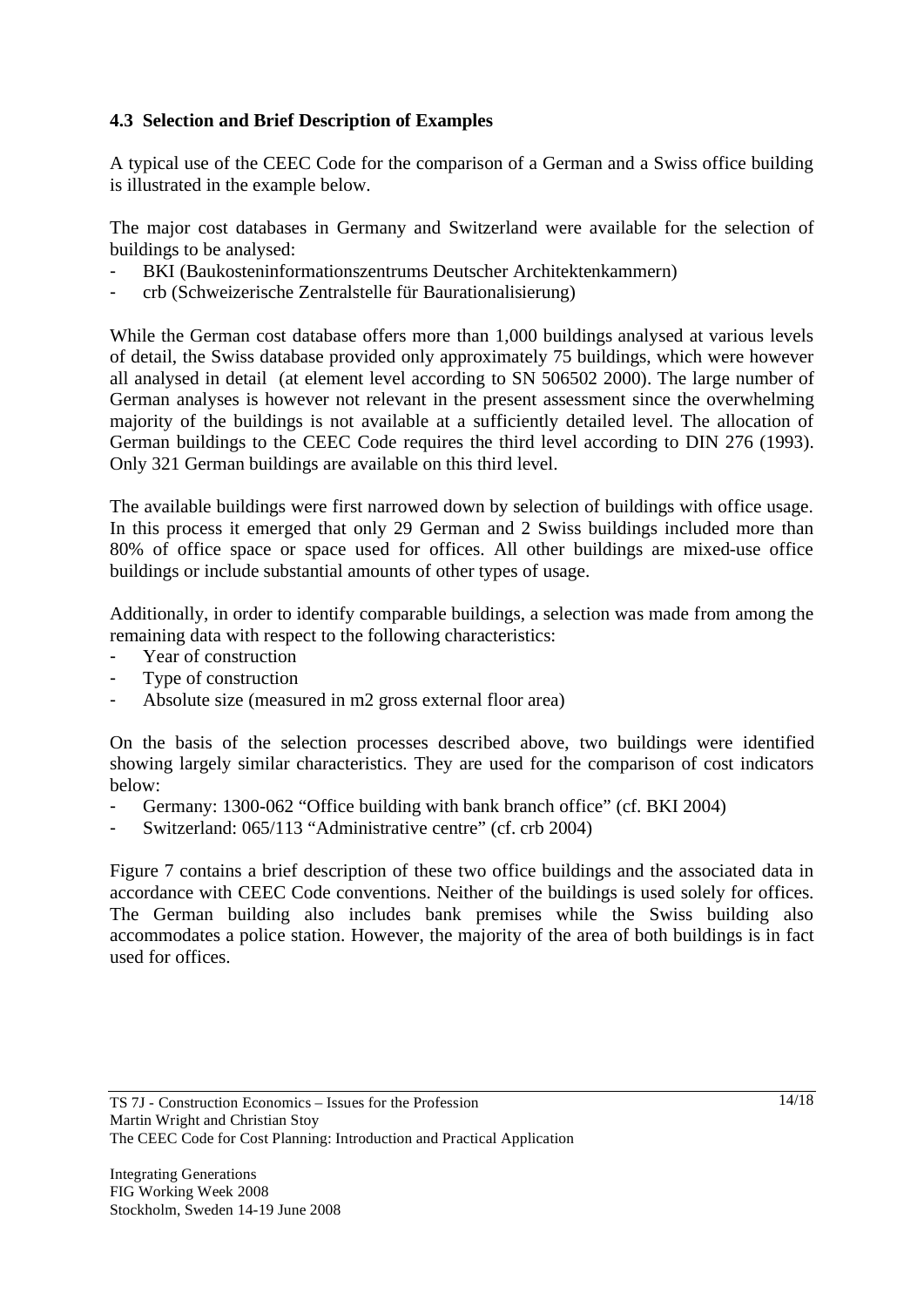### 4.3 Selection and Brief Description of Examples

A typical use of the CEEC Code for the comparison of a German and a Swiss office building is illustrated in the example below.

The major cost databases in Germany and Switzerland were available for the selection of buildings to be analysed:

- BKI (Baukosteninformationszentrums Deutscher Architektenkammern)
- crb (Schweizerische Zentralstelle für Baurationalisierung)

While the German cost database offers more than 1,000 buildings analysed at various levels of detail, the Swiss database provided only approximately 75 buildings, which were however all analysed in detail (at element level according to SN 506502 2000). The large number of German analyses is however not relevant in the present assessment since the overwhelming majority of the buildings is not available at a sufficiently detailed level. The allocation of German buildings to the CEEC Code requires the third level according to DIN 276 (1993). Only 321 German buildings are available on this third level.

The available buildings were first narrowed down by selection of buildings with office usage. In this process it emerged that only 29 German and 2 Swiss buildings included more than 80% of office space or space used for offices. All other buildings are mixed-use office buildings or include substantial amounts of other types of usage.

Additionally, in order to identify comparable buildings, a selection was made from among the remaining data with respect to the following characteristics:

- Year of construction
- Type of construction
- Absolute size (measured in m2 gross external floor area)

On the basis of the selection processes described above, two buildings were identified showing largely similar characteristics. They are used for the comparison of cost indicators below:

- Germany: 1300-062 "Office building with bank branch office" (cf. BKI 2004)
- Switzerland: 065/113 "Administrative centre" (cf. crb 2004)

Figure 7 contains a brief description of these two office buildings and the associated data in accordance with CEEC Code conventions. Neither of the buildings is used solely for offices. The German building also includes bank premises while the Swiss building also accommodates a police station. However, the majority of the area of both buildings is in fact used for offices.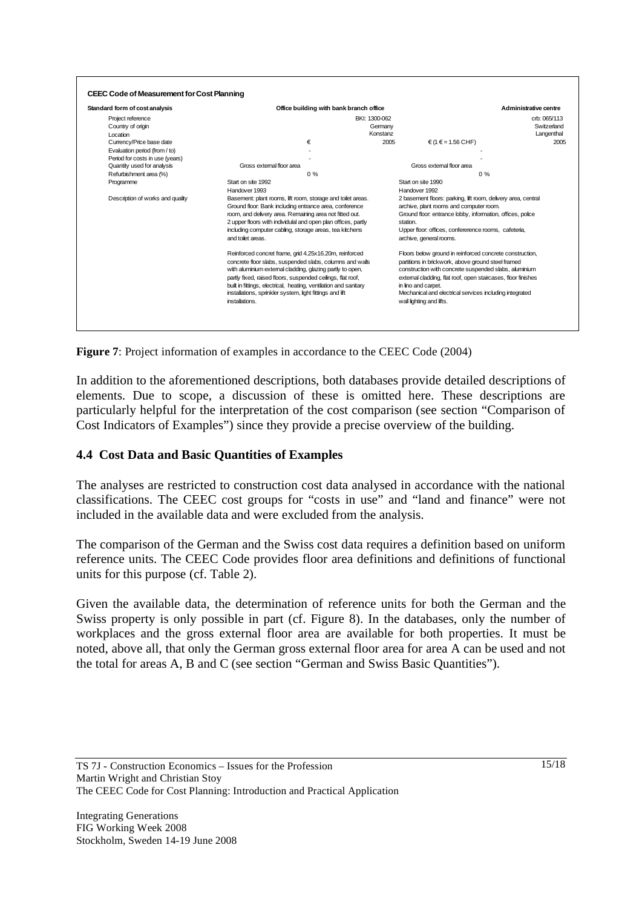**CEEC Code of Measurement for Cost Planning**

| Standard form of cost analysis | Office building with bank branch office | | Administrative centre | |
|---|---|---|---|---|
| Project reference | | BKI: 1300-062 | | crb: 065/113 |
| Country of origin | | Germany | | Switzerland |
| Location | | Konstanz | | Langenthal |
| Currency/Price base date | € | 2005 | € (1 € = 1.56 CHF) | 2005 |
| Evaluation period (from / to) | - | | - | |
| Period for costs in use (years) | - | | - | |
| Quantity used for analysis | Gross external floor area | | Gross external floor area | |
| Refurbishment area (%) | 0 % | | 0 % | |
| Programme | Start on site 1992<br>Handover 1993 | | Start on site 1990<br>Handover 1992 | |
| Description of works and quality | Basement: plant rooms, lift room, storage and toilet areas. Ground floor: Bank including entrance area, conference room, and delivery area. Remaining area not fitted out. 2 upper floors with individual and open plan offices, partly including computer cabling, storage areas, tea kitchens and toilet areas.<br><br>Reinforced concrete frame, grid 4.25x16.20m, reinforced concrete floor slabs, suspended slabs, columns and walls with aluminium external cladding, glazing partly to open, partly fixed, raised floors, suspended ceilings, flat roof, built in fittings, electrical, heating, ventilation and sanitary installations, sprinkler system, light fittings and lift installations. | | 2 basement floors: parking, lift room, delivery area, central archive, plant rooms and computer room. Ground floor: entrance lobby, information, offices, police station. Upper floor: offices, confererence rooms, cafeteria, archive, general rooms.<br><br>Floors below ground in reinforced concrete construction, partitions in brickwork, above ground steel framed construction with concrete suspended slabs, aluminium external cladding, flat roof, open staircases, floor finishes in lino and carpet. Mechanical and electrical services including integrated wall lighting and lifts. | |

**Figure 7**: Project information of examples in accordance to the CEEC Code (2004)

In addition to the aforementioned descriptions, both databases provide detailed descriptions of elements. Due to scope, a discussion of these is omitted here. These descriptions are particularly helpful for the interpretation of the cost comparison (see section "Comparison of Cost Indicators of Examples") since they provide a precise overview of the building.

## 4.4 Cost Data and Basic Quantities of Examples

The analyses are restricted to construction cost data analysed in accordance with the national classifications. The CEEC cost groups for "costs in use" and "land and finance" were not included in the available data and were excluded from the analysis.

The comparison of the German and the Swiss cost data requires a definition based on uniform reference units. The CEEC Code provides floor area definitions and definitions of functional units for this purpose (cf. Table 2).

Given the available data, the determination of reference units for both the German and the Swiss property is only possible in part (cf. Figure 8). In the databases, only the number of workplaces and the gross external floor area are available for both properties. It must be noted, above all, that only the German gross external floor area for area A can be used and not the total for areas A, B and C (see section "German and Swiss Basic Quantities").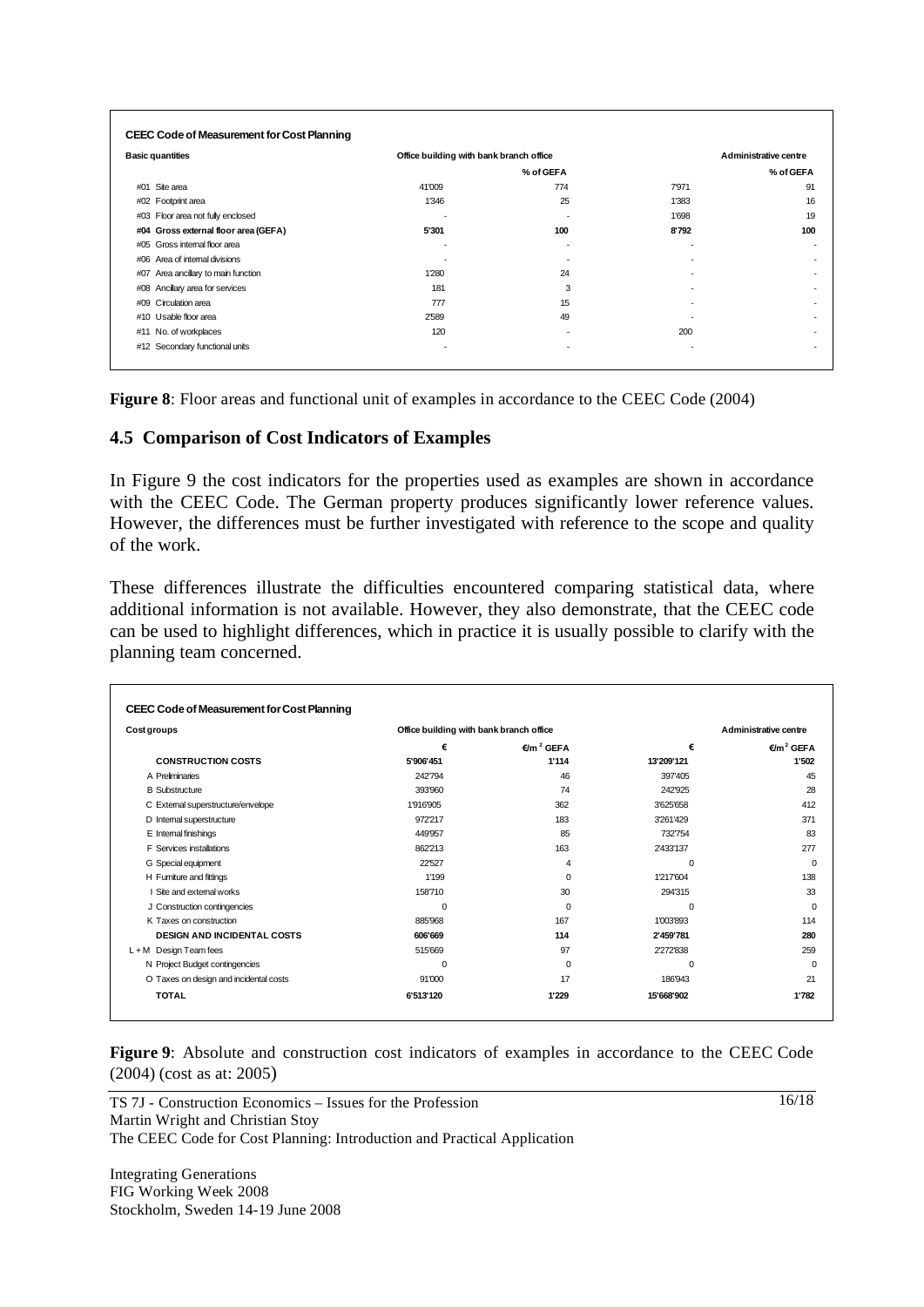**CEEC Code of Measurement for Cost Planning**

| Basic quantities | Office building with bank branch office | | Administrative centre | |
|---|---|---|---|---|
| | | % of GEFA | | % of GEFA |
| #01 Site area | 41'009 | 774 | 7'971 | 91 |
| #02 Footprint area | 1'346 | 25 | 1'383 | 16 |
| #03 Floor area not fully enclosed | - | - | 1'698 | 19 |
| **#04 Gross external floor area (GEFA)** | **5'301** | **100** | **8'792** | **100** |
| #05 Gross internal floor area | - | - | - | - |
| #06 Area of internal divisions | - | - | - | - |
| #07 Area ancillary to main function | 1'280 | 24 | - | - |
| #08 Ancillary area for services | 181 | 3 | - | - |
| #09 Circulation area | 777 | 15 | - | - |
| #10 Usable floor area | 2'589 | 49 | - | - |
| #11 No. of workplaces | 120 | - | 200 | - |
| #12 Secondary functional units | - | - | - | - |

**Figure 8**: Floor areas and functional unit of examples in accordance to the CEEC Code (2004)

## 4.5 Comparison of Cost Indicators of Examples

In Figure 9 the cost indicators for the properties used as examples are shown in accordance with the CEEC Code. The German property produces significantly lower reference values. However, the differences must be further investigated with reference to the scope and quality of the work.

These differences illustrate the difficulties encountered comparing statistical data, where additional information is not available. However, they also demonstrate, that the CEEC code can be used to highlight differences, which in practice it is usually possible to clarify with the planning team concerned.

**CEEC Code of Measurement for Cost Planning**

| Cost groups | Office building with bank branch office | | Administrative centre | |
|---|---|---|---|---|
| | € | €/m² GEFA | € | €/m² GEFA |
| **CONSTRUCTION COSTS** | **5'906'451** | **1'114** | **13'209'121** | **1'502** |
| A Preliminaries | 242'794 | 46 | 397'405 | 45 |
| B Substructure | 393'960 | 74 | 242'925 | 28 |
| C External superstructure/envelope | 1'916'905 | 362 | 3'625'658 | 412 |
| D Internal superstructure | 972'217 | 183 | 3'261'429 | 371 |
| E Internal finishings | 449'957 | 85 | 732'754 | 83 |
| F Services installations | 862'213 | 163 | 2'433'137 | 277 |
| G Special equipment | 22'527 | 4 | 0 | 0 |
| H Furniture and fittings | 1'199 | 0 | 1'217'604 | 138 |
| I Site and external works | 158'710 | 30 | 294'315 | 33 |
| J Construction contingencies | 0 | 0 | 0 | 0 |
| K Taxes on construction | 885'968 | 167 | 1'003'893 | 114 |
| **DESIGN AND INCIDENTAL COSTS** | **606'669** | **114** | **2'459'781** | **280** |
| L + M Design Team fees | 515'669 | 97 | 2'272'838 | 259 |
| N Project Budget contingencies | 0 | 0 | 0 | 0 |
| O Taxes on design and incidental costs | 91'000 | 17 | 186'943 | 21 |
| **TOTAL** | **6'513'120** | **1'229** | **15'668'902** | **1'782** |

**Figure 9**: Absolute and construction cost indicators of examples in accordance to the CEEC Code (2004) (cost as at: 2005)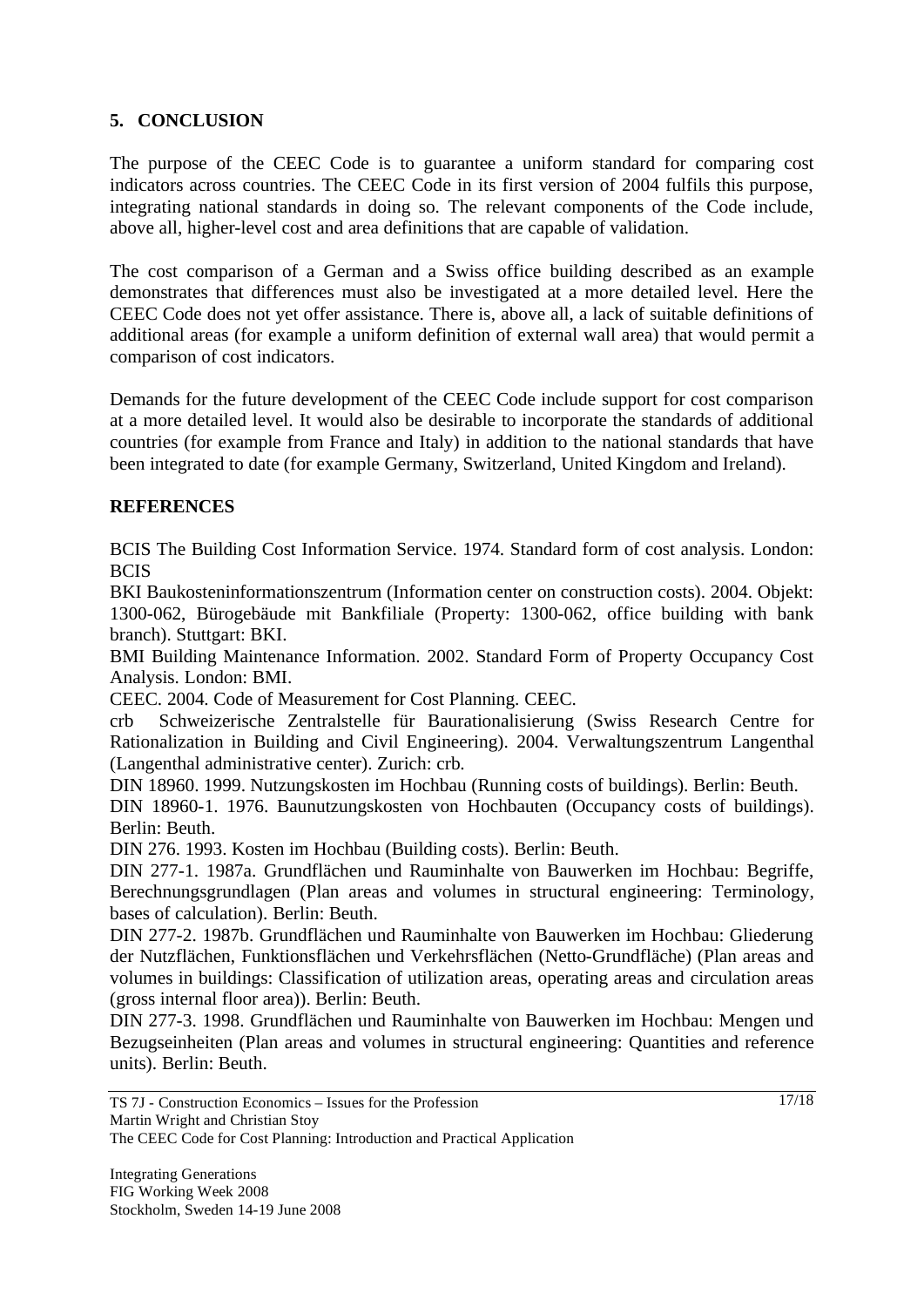## 5. CONCLUSION

The purpose of the CEEC Code is to guarantee a uniform standard for comparing cost indicators across countries. The CEEC Code in its first version of 2004 fulfils this purpose, integrating national standards in doing so. The relevant components of the Code include, above all, higher-level cost and area definitions that are capable of validation.

The cost comparison of a German and a Swiss office building described as an example demonstrates that differences must also be investigated at a more detailed level. Here the CEEC Code does not yet offer assistance. There is, above all, a lack of suitable definitions of additional areas (for example a uniform definition of external wall area) that would permit a comparison of cost indicators.

Demands for the future development of the CEEC Code include support for cost comparison at a more detailed level. It would also be desirable to incorporate the standards of additional countries (for example from France and Italy) in addition to the national standards that have been integrated to date (for example Germany, Switzerland, United Kingdom and Ireland).

## REFERENCES

BCIS The Building Cost Information Service. 1974. Standard form of cost analysis. London: BCIS

BKI Baukosteninformationszentrum (Information center on construction costs). 2004. Objekt: 1300-062, Bürogebäude mit Bankfiliale (Property: 1300-062, office building with bank branch). Stuttgart: BKI.

BMI Building Maintenance Information. 2002. Standard Form of Property Occupancy Cost Analysis. London: BMI.

CEEC. 2004. Code of Measurement for Cost Planning. CEEC.

crb Schweizerische Zentralstelle für Baurationalisierung (Swiss Research Centre for Rationalization in Building and Civil Engineering). 2004. Verwaltungszentrum Langenthal (Langenthal administrative center). Zurich: crb.

DIN 18960. 1999. Nutzungskosten im Hochbau (Running costs of buildings). Berlin: Beuth.

DIN 18960-1. 1976. Baunutzungskosten von Hochbauten (Occupancy costs of buildings). Berlin: Beuth.

DIN 276. 1993. Kosten im Hochbau (Building costs). Berlin: Beuth.

DIN 277-1. 1987a. Grundflächen und Rauminhalte von Bauwerken im Hochbau: Begriffe, Berechnungsgrundlagen (Plan areas and volumes in structural engineering: Terminology, bases of calculation). Berlin: Beuth.

DIN 277-2. 1987b. Grundflächen und Rauminhalte von Bauwerken im Hochbau: Gliederung der Nutzflächen, Funktionsflächen und Verkehrsflächen (Netto-Grundfläche) (Plan areas and volumes in buildings: Classification of utilization areas, operating areas and circulation areas (gross internal floor area)). Berlin: Beuth.

DIN 277-3. 1998. Grundflächen und Rauminhalte von Bauwerken im Hochbau: Mengen und Bezugseinheiten (Plan areas and volumes in structural engineering: Quantities and reference units). Berlin: Beuth.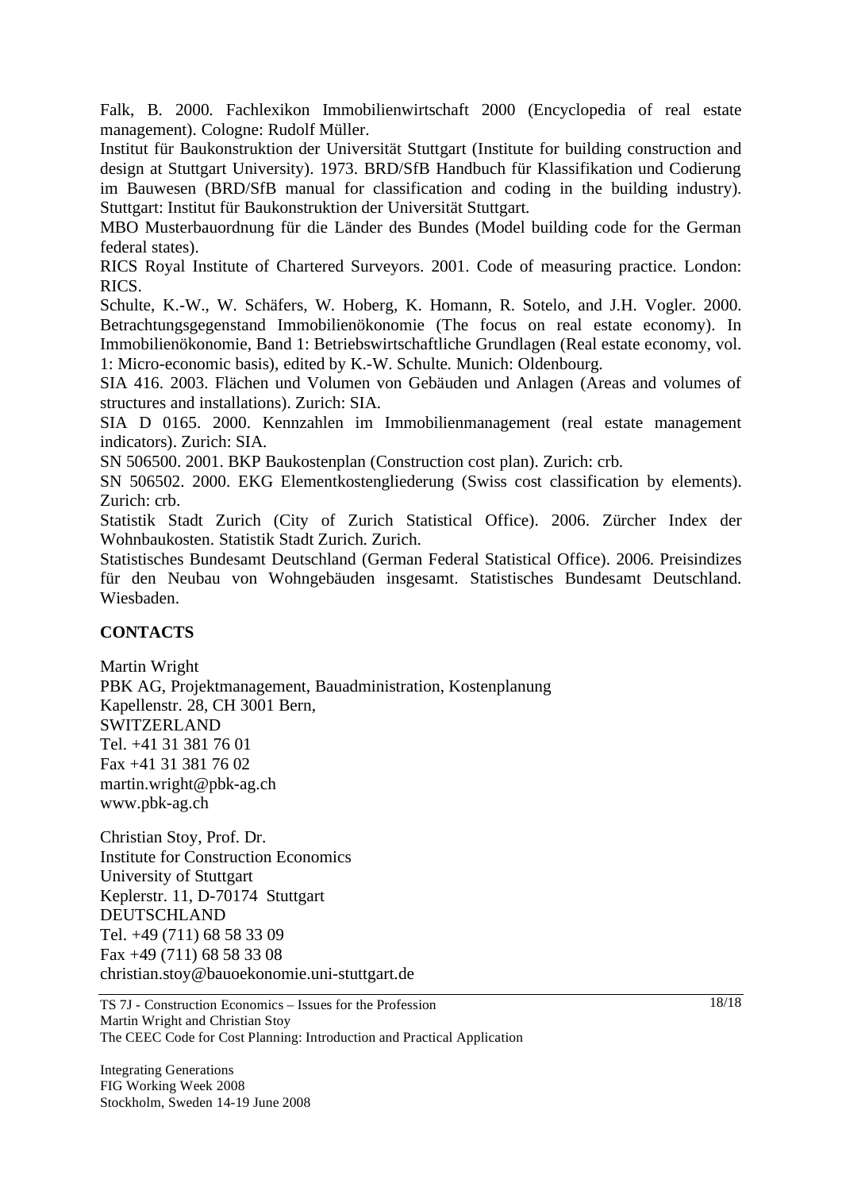Falk, B. 2000. Fachlexikon Immobilienwirtschaft 2000 (Encyclopedia of real estate management). Cologne: Rudolf Müller.

Institut für Baukonstruktion der Universität Stuttgart (Institute for building construction and design at Stuttgart University). 1973. BRD/SfB Handbuch für Klassifikation und Codierung im Bauwesen (BRD/SfB manual for classification and coding in the building industry). Stuttgart: Institut für Baukonstruktion der Universität Stuttgart.

MBO Musterbauordnung für die Länder des Bundes (Model building code for the German federal states).

RICS Royal Institute of Chartered Surveyors. 2001. Code of measuring practice. London: RICS.

Schulte, K.-W., W. Schäfers, W. Hoberg, K. Homann, R. Sotelo, and J.H. Vogler. 2000. Betrachtungsgegenstand Immobilienökonomie (The focus on real estate economy). In Immobilienökonomie, Band 1: Betriebswirtschaftliche Grundlagen (Real estate economy, vol. 1: Micro-economic basis), edited by K.-W. Schulte. Munich: Oldenbourg.

SIA 416. 2003. Flächen und Volumen von Gebäuden und Anlagen (Areas and volumes of structures and installations). Zurich: SIA.

SIA D 0165. 2000. Kennzahlen im Immobilienmanagement (real estate management indicators). Zurich: SIA.

SN 506500. 2001. BKP Baukostenplan (Construction cost plan). Zurich: crb.

SN 506502. 2000. EKG Elementkostengliederung (Swiss cost classification by elements). Zurich: crb.

Statistik Stadt Zurich (City of Zurich Statistical Office). 2006. Zürcher Index der Wohnbaukosten. Statistik Stadt Zurich. Zurich.

Statistisches Bundesamt Deutschland (German Federal Statistical Office). 2006. Preisindizes für den Neubau von Wohngebäuden insgesamt. Statistisches Bundesamt Deutschland. Wiesbaden.

## CONTACTS

Martin Wright
PBK AG, Projektmanagement, Bauadministration, Kostenplanung
Kapellenstr. 28, CH 3001 Bern,
SWITZERLAND
Tel. +41 31 381 76 01
Fax +41 31 381 76 02
martin.wright@pbk-ag.ch
www.pbk-ag.ch

Christian Stoy, Prof. Dr.
Institute for Construction Economics
University of Stuttgart
Keplerstr. 11, D-70174 Stuttgart
DEUTSCHLAND
Tel. +49 (711) 68 58 33 09
Fax +49 (711) 68 58 33 08
christian.stoy@bauoekonomie.uni-stuttgart.de